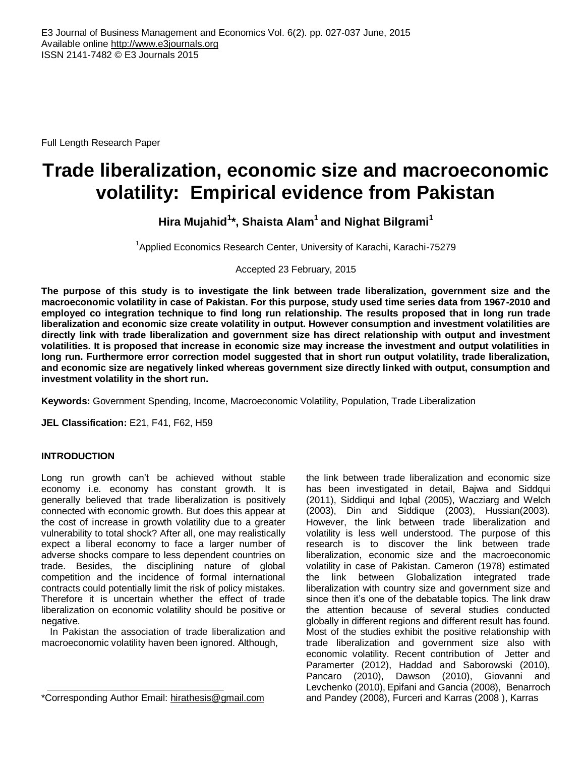Full Length Research Paper

# Trade liberalization, economic size and macroeconomic volatility: Empirical evidence from Pakistan

**Hira Mujahid[1]*, Shaista Alam[1] and Nighat Bilgrami[1]**

[1]Applied Economics Research Center, University of Karachi, Karachi-75279

Accepted 23 February, 2015

**The purpose of this study is to investigate the link between trade liberalization, government size and the macroeconomic volatility in case of Pakistan. For this purpose, study used time series data from 1967-2010 and employed co integration technique to find long run relationship. The results proposed that in long run trade liberalization and economic size create volatility in output. However consumption and investment volatilities are directly link with trade liberalization and government size has direct relationship with output and investment volatilities. It is proposed that increase in economic size may increase the investment and output volatilities in long run. Furthermore error correction model suggested that in short run output volatility, trade liberalization, and economic size are negatively linked whereas government size directly linked with output, consumption and investment volatility in the short run.**

**Keywords:** Government Spending, Income, Macroeconomic Volatility, Population, Trade Liberalization

**JEL Classification:** E21, F41, F62, H59

## INTRODUCTION

Long run growth can't be achieved without stable economy i.e. economy has constant growth. It is generally believed that trade liberalization is positively connected with economic growth. But does this appear at the cost of increase in growth volatility due to a greater vulnerability to total shock? After all, one may realistically expect a liberal economy to face a larger number of adverse shocks compare to less dependent countries on trade. Besides, the disciplining nature of global competition and the incidence of formal international contracts could potentially limit the risk of policy mistakes. Therefore it is uncertain whether the effect of trade liberalization on economic volatility should be positive or negative.

In Pakistan the association of trade liberalization and macroeconomic volatility haven been ignored. Although, the link between trade liberalization and economic size has been investigated in detail, Bajwa and Siddqui (2011), Siddiqui and Iqbal (2005), Wacziarg and Welch (2003), Din and Siddique (2003), Hussian(2003). However, the link between trade liberalization and volatility is less well understood. The purpose of this research is to discover the link between trade liberalization, economic size and the macroeconomic volatility in case of Pakistan. Cameron (1978) estimated the link between Globalization integrated trade liberalization with country size and government size and since then it's one of the debatable topics. The link draw the attention because of several studies conducted globally in different regions and different result has found. Most of the studies exhibit the positive relationship with trade liberalization and government size also with economic volatility. Recent contribution of Jetter and Paramerter (2012), Haddad and Saborowski (2010), Pancaro (2010), Dawson (2010), Giovanni and Levchenko (2010), Epifani and Gancia (2008), Benarroch and Pandey (2008), Furceri and Karras (2008 ), Karras

*Corresponding Author Email: hirathesis@gmail.com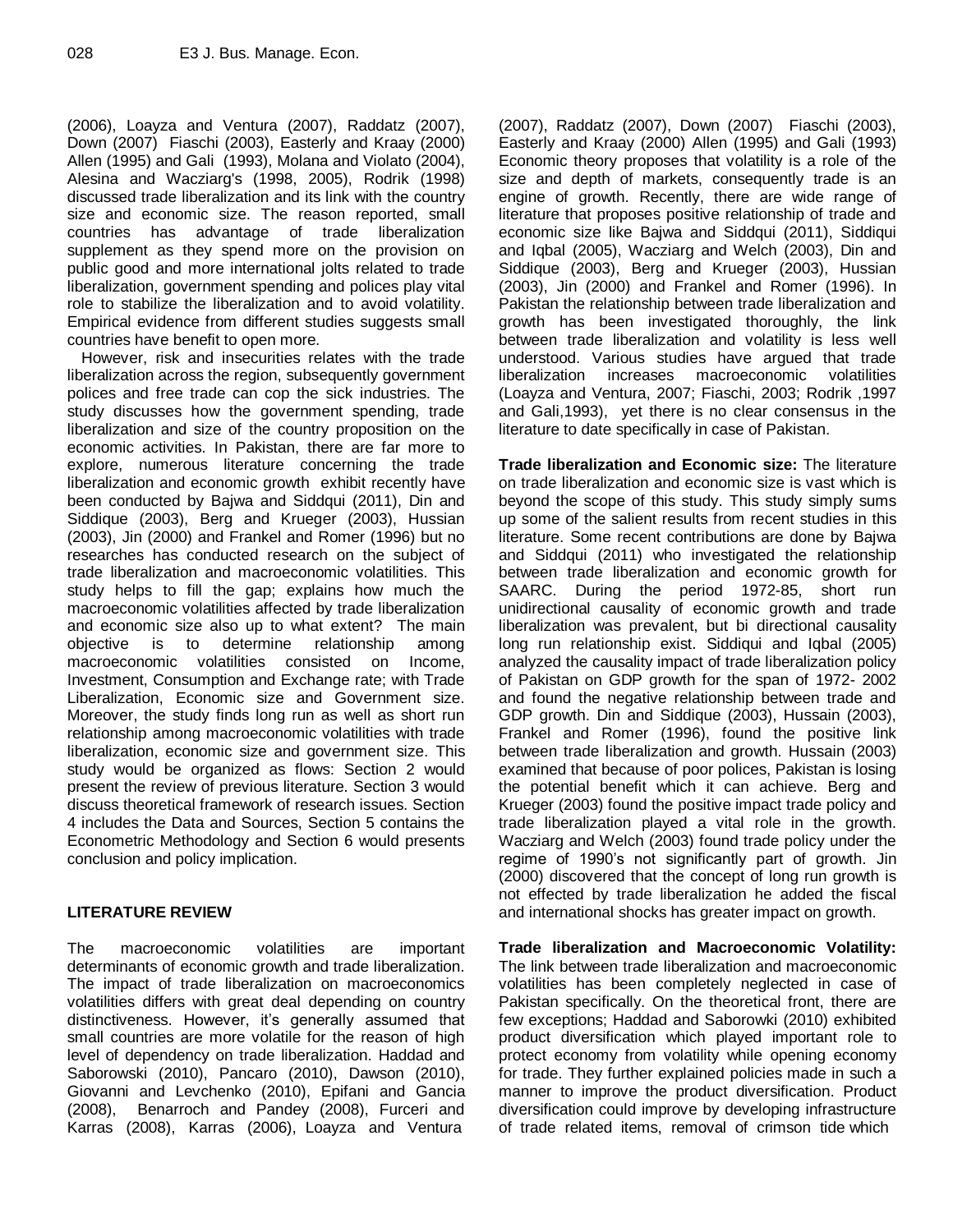(2006), Loayza and Ventura (2007), Raddatz (2007), Down (2007) Fiaschi (2003), Easterly and Kraay (2000) Allen (1995) and Gali (1993), Molana and Violato (2004), Alesina and Wacziarg's (1998, 2005), Rodrik (1998) discussed trade liberalization and its link with the country size and economic size. The reason reported, small countries has advantage of trade liberalization supplement as they spend more on the provision on public good and more international jolts related to trade liberalization, government spending and polices play vital role to stabilize the liberalization and to avoid volatility. Empirical evidence from different studies suggests small countries have benefit to open more.

However, risk and insecurities relates with the trade liberalization across the region, subsequently government polices and free trade can cop the sick industries. The study discusses how the government spending, trade liberalization and size of the country proposition on the economic activities. In Pakistan, there are far more to explore, numerous literature concerning the trade liberalization and economic growth exhibit recently have been conducted by Bajwa and Siddqui (2011), Din and Siddique (2003), Berg and Krueger (2003), Hussian (2003), Jin (2000) and Frankel and Romer (1996) but no researches has conducted research on the subject of trade liberalization and macroeconomic volatilities. This study helps to fill the gap; explains how much the macroeconomic volatilities affected by trade liberalization and economic size also up to what extent? The main objective is to determine relationship among macroeconomic volatilities consisted on Income, Investment, Consumption and Exchange rate; with Trade Liberalization, Economic size and Government size. Moreover, the study finds long run as well as short run relationship among macroeconomic volatilities with trade liberalization, economic size and government size. This study would be organized as flows: Section 2 would present the review of previous literature. Section 3 would discuss theoretical framework of research issues. Section 4 includes the Data and Sources, Section 5 contains the Econometric Methodology and Section 6 would presents conclusion and policy implication.

## LITERATURE REVIEW

The macroeconomic volatilities are important determinants of economic growth and trade liberalization. The impact of trade liberalization on macroeconomics volatilities differs with great deal depending on country distinctiveness. However, it's generally assumed that small countries are more volatile for the reason of high level of dependency on trade liberalization. Haddad and Saborowski (2010), Pancaro (2010), Dawson (2010), Giovanni and Levchenko (2010), Epifani and Gancia (2008), Benarroch and Pandey (2008), Furceri and Karras (2008), Karras (2006), Loayza and Ventura (2007), Raddatz (2007), Down (2007) Fiaschi (2003), Easterly and Kraay (2000) Allen (1995) and Gali (1993) Economic theory proposes that volatility is a role of the size and depth of markets, consequently trade is an engine of growth. Recently, there are wide range of literature that proposes positive relationship of trade and economic size like Bajwa and Siddqui (2011), Siddiqui and Iqbal (2005), Wacziarg and Welch (2003), Din and Siddique (2003), Berg and Krueger (2003), Hussian (2003), Jin (2000) and Frankel and Romer (1996). In Pakistan the relationship between trade liberalization and growth has been investigated thoroughly, the link between trade liberalization and volatility is less well understood. Various studies have argued that trade liberalization increases macroeconomic volatilities (Loayza and Ventura, 2007; Fiaschi, 2003; Rodrik ,1997 and Gali,1993), yet there is no clear consensus in the literature to date specifically in case of Pakistan.

**Trade liberalization and Economic size:** The literature on trade liberalization and economic size is vast which is beyond the scope of this study. This study simply sums up some of the salient results from recent studies in this literature. Some recent contributions are done by Bajwa and Siddqui (2011) who investigated the relationship between trade liberalization and economic growth for SAARC. During the period 1972-85, short run unidirectional causality of economic growth and trade liberalization was prevalent, but bi directional causality long run relationship exist. Siddiqui and Iqbal (2005) analyzed the causality impact of trade liberalization policy of Pakistan on GDP growth for the span of 1972- 2002 and found the negative relationship between trade and GDP growth. Din and Siddique (2003), Hussain (2003), Frankel and Romer (1996), found the positive link between trade liberalization and growth. Hussain (2003) examined that because of poor polices, Pakistan is losing the potential benefit which it can achieve. Berg and Krueger (2003) found the positive impact trade policy and trade liberalization played a vital role in the growth. Wacziarg and Welch (2003) found trade policy under the regime of 1990's not significantly part of growth. Jin (2000) discovered that the concept of long run growth is not effected by trade liberalization he added the fiscal and international shocks has greater impact on growth.

**Trade liberalization and Macroeconomic Volatility:** The link between trade liberalization and macroeconomic volatilities has been completely neglected in case of Pakistan specifically. On the theoretical front, there are few exceptions; Haddad and Saborowki (2010) exhibited product diversification which played important role to protect economy from volatility while opening economy for trade. They further explained policies made in such a manner to improve the product diversification. Product diversification could improve by developing infrastructure of trade related items, removal of crimson tide which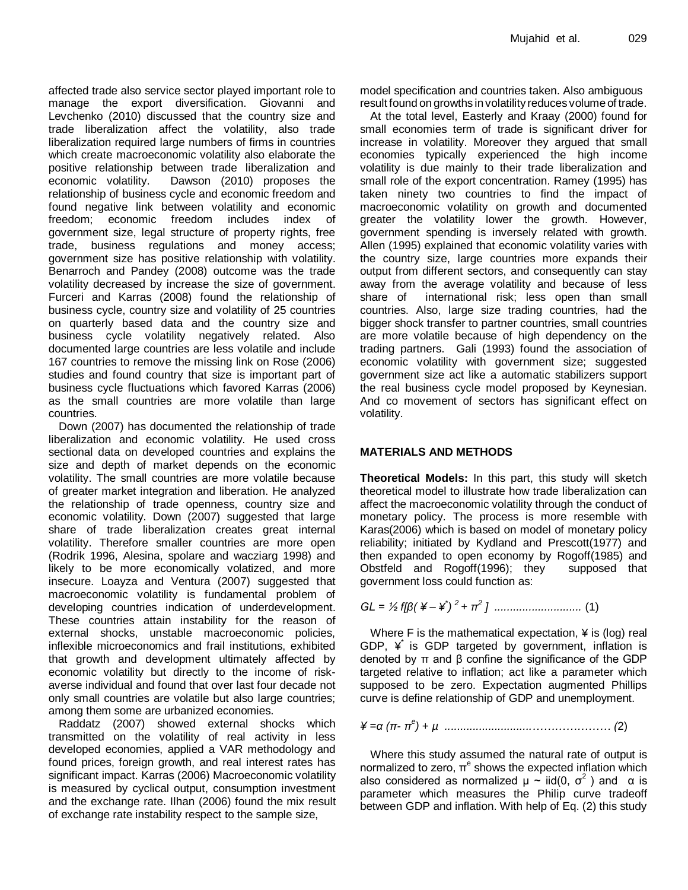affected trade also service sector played important role to manage the export diversification. Giovanni and Levchenko (2010) discussed that the country size and trade liberalization affect the volatility, also trade liberalization required large numbers of firms in countries which create macroeconomic volatility also elaborate the positive relationship between trade liberalization and economic volatility. Dawson (2010) proposes the relationship of business cycle and economic freedom and found negative link between volatility and economic freedom; economic freedom includes index of government size, legal structure of property rights, free trade, business regulations and money access; government size has positive relationship with volatility. Benarroch and Pandey (2008) outcome was the trade volatility decreased by increase the size of government. Furceri and Karras (2008) found the relationship of business cycle, country size and volatility of 25 countries on quarterly based data and the country size and business cycle volatility negatively related. Also documented large countries are less volatile and include 167 countries to remove the missing link on Rose (2006) studies and found country that size is important part of business cycle fluctuations which favored Karras (2006) as the small countries are more volatile than large countries.

Down (2007) has documented the relationship of trade liberalization and economic volatility. He used cross sectional data on developed countries and explains the size and depth of market depends on the economic volatility. The small countries are more volatile because of greater market integration and liberation. He analyzed the relationship of trade openness, country size and economic volatility. Down (2007) suggested that large share of trade liberalization creates great internal volatility. Therefore smaller countries are more open (Rodrik 1996, Alesina, spolare and wacziarg 1998) and likely to be more economically volatized, and more insecure. Loayza and Ventura (2007) suggested that macroeconomic volatility is fundamental problem of developing countries indication of underdevelopment. These countries attain instability for the reason of external shocks, unstable macroeconomic policies, inflexible microeconomics and frail institutions, exhibited that growth and development ultimately affected by economic volatility but directly to the income of risk-averse individual and found that over last four decade not only small countries are volatile but also large countries; among them some are urbanized economies.

Raddatz (2007) showed external shocks which transmitted on the volatility of real activity in less developed economies, applied a VAR methodology and found prices, foreign growth, and real interest rates has significant impact. Karras (2006) Macroeconomic volatility is measured by cyclical output, consumption investment and the exchange rate. Ilhan (2006) found the mix result of exchange rate instability respect to the sample size, model specification and countries taken. Also ambiguous result found on growths in volatility reduces volume of trade.

At the total level, Easterly and Kraay (2000) found for small economies term of trade is significant driver for increase in volatility. Moreover they argued that small economies typically experienced the high income volatility is due mainly to their trade liberalization and small role of the export concentration. Ramey (1995) has taken ninety two countries to find the impact of macroeconomic volatility on growth and documented greater the volatility lower the growth. However, government spending is inversely related with growth. Allen (1995) explained that economic volatility varies with the country size, large countries more expands their output from different sectors, and consequently can stay away from the average volatility and because of less share of international risk; less open than small countries. Also, large size trading countries, had the bigger shock transfer to partner countries, small countries are more volatile because of high dependency on the trading partners. Gali (1993) found the association of economic volatility with government size; suggested government size act like a automatic stabilizers support the real business cycle model proposed by Keynesian. And co movement of sectors has significant effect on volatility.

## MATERIALS AND METHODS

**Theoretical Models:** In this part, this study will sketch theoretical model to illustrate how trade liberalization can affect the macroeconomic volatility through the conduct of monetary policy. The process is more resemble with Karas(2006) which is based on model of monetary policy reliability; initiated by Kydland and Prescott(1977) and then expanded to open economy by Rogoff(1985) and Obstfeld and Rogoff(1996); they supposed that government loss could function as:

$$GL = ½ f[β( ¥ – ¥^{*})^{2} + π^{2} ] \quad (1)$$

Where F is the mathematical expectation, ¥ is (log) real GDP, $¥^{*}$ is GDP targeted by government, inflation is denoted by π and β confine the significance of the GDP targeted relative to inflation; act like a parameter which supposed to be zero. Expectation augmented Phillips curve is define relationship of GDP and unemployment.

$$¥ = α (π- π^{e}) + μ \quad (2)$$

Where this study assumed the natural rate of output is normalized to zero, $π^{e}$ shows the expected inflation which also considered as normalized $μ \sim$ iid(0, $σ^{2}$ ) and α is parameter which measures the Philip curve tradeoff between GDP and inflation. With help of Eq. (2) this study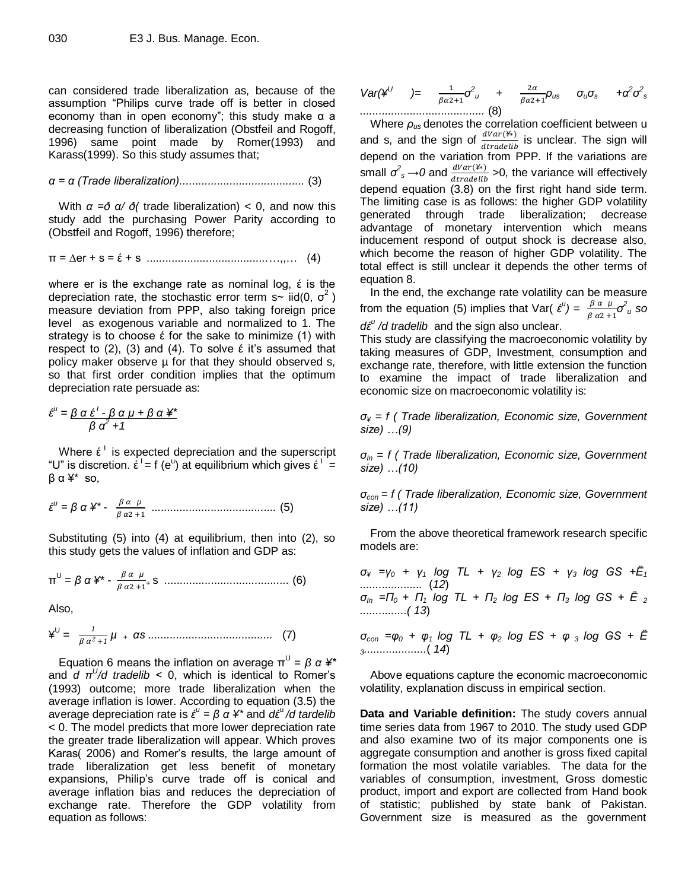can considered trade liberalization as, because of the assumption "Philips curve trade off is better in closed economy than in open economy"; this study make α a decreasing function of liberalization (Obstfeil and Rogoff, 1996) same point made by Romer(1993) and Karass(1999). So this study assumes that;

$$\alpha = \alpha \text{ (Trade liberalization)} \quad (3)$$

With $\alpha = \eth\, \alpha / \eth($ trade liberalization$) < 0$, and now this study add the purchasing Power Parity according to (Obstfeil and Rogoff, 1996) therefore;

$$\pi = \Delta er + s = \acute{\varepsilon} + s \quad (4)$$

where er is the exchange rate as nominal log, έ is the depreciation rate, the stochastic error term $s \sim$ iid$(0, \sigma^2)$ measure deviation from PPP, also taking foreign price level as exogenous variable and normalized to 1. The strategy is to choose έ for the sake to minimize (1) with respect to (2), (3) and (4). To solve έ it's assumed that policy maker observe μ for that they should observed s, so that first order condition implies that the optimum depreciation rate persuade as:

$$\acute{\varepsilon}^{u} = \frac{\beta\, \alpha\, \acute{\varepsilon}^{I} - \beta\, \alpha\, \mu + \beta\, \alpha\, ¥^{*}}{\beta\, \alpha^{2} + 1}$$

Where $\acute{\varepsilon}^{I}$ is expected depreciation and the superscript "U" is discretion. $\acute{\varepsilon}^{I} = f(e^{u})$ at equilibrium which gives $\acute{\varepsilon}^{I} = \beta\, \alpha\, ¥^{*}$ so,

$$\acute{\varepsilon}^{u} = \beta\, \alpha\, ¥^{*} - \frac{\beta\, \alpha\, \mu}{\beta\, \alpha 2 + 1} \quad (5)$$

Substituting (5) into (4) at equilibrium, then into (2), so this study gets the values of inflation and GDP as:

$$\pi^{U} = \beta\, \alpha\, ¥^{*} - \frac{\beta\, \alpha\, \mu}{\beta\, \alpha 2 + 1} + s \quad (6)$$

Also,

$$¥^{U} = \frac{1}{\beta\, \alpha^{2} + 1}\, \mu + \alpha s \quad (7)$$

Equation 6 means the inflation on average $\pi^{U} = \beta\, \alpha\, ¥^{*}$ and $d\, \pi^{U}/d$ *tradelib* $< 0$, which is identical to Romer's (1993) outcome; more trade liberalization when the average inflation is lower. According to equation (3.5) the average depreciation rate is $\acute{\varepsilon}^{u} = \beta\, \alpha\, ¥^{*}$ and $d\acute{\varepsilon}^{u}/d$ *tardelib* $< 0$. The model predicts that more lower depreciation rate the greater trade liberalization will appear. Which proves Karas( 2006) and Romer's results, the large amount of trade liberalization get less benefit of monetary expansions, Philip's curve trade off is conical and average inflation bias and reduces the depreciation of exchange rate. Therefore the GDP volatility from equation as follows:

$$Var(¥^{U}) = \frac{1}{\beta\alpha 2+1}\sigma^{2}_{u} + \frac{2\alpha}{\beta\alpha 2+1}\rho_{us}\, \sigma_{u}\sigma_{s} + \alpha^{2}\sigma^{2}_{s} \quad (8)$$

Where $\rho_{us}$ denotes the correlation coefficient between u and s, and the sign of $\frac{dVar(¥)}{dtradelib}$ is unclear. The sign will depend on the variation from PPP. If the variations are small $\sigma^{2}_{s} \rightarrow 0$ and $\frac{dVar(¥)}{dtradelib} > 0$, the variance will effectively depend equation (3.8) on the first right hand side term. The limiting case is as follows: the higher GDP volatility generated through trade liberalization; decrease advantage of monetary intervention which means inducement respond of output shock is decrease also, which become the reason of higher GDP volatility. The total effect is still unclear it depends the other terms of equation 8.

In the end, the exchange rate volatility can be measure from the equation (5) implies that $Var(\acute{\varepsilon}^{u}) = \frac{\beta\, \alpha\, \mu}{\beta\, \alpha 2 + 1}\sigma^{2}_{u}$ *so* $d\acute{\varepsilon}^{u}/d$ *tradelib* and the sign also unclear.

This study are classifying the macroeconomic volatility by taking measures of GDP, Investment, consumption and exchange rate, therefore, with little extension the function to examine the impact of trade liberalization and economic size on macroeconomic volatility is:

$\sigma_{¥} = f$ *( Trade liberalization, Economic size, Government size) …(9)*

$\sigma_{In} = f$ *( Trade liberalization, Economic size, Government size) …(10)*

$\sigma_{con} = f$ *( Trade liberalization, Economic size, Government size) …(11)*

From the above theoretical framework research specific models are:

$$\sigma_{¥} = \gamma_{0} + \gamma_{1} \log TL + \gamma_{2} \log ES + \gamma_{3} \log GS + \ddot{E}_{1} \quad (12)$$

$$\sigma_{In} = \Pi_{0} + \Pi_{1} \log TL + \Pi_{2} \log ES + \Pi_{3} \log GS + \ddot{E}_{2} \quad (13)$$

$$\sigma_{con} = \varphi_{0} + \varphi_{1} \log TL + \varphi_{2} \log ES + \varphi_{3} \log GS + \ddot{E}_{3} \quad (14)$$

Above equations capture the economic macroeconomic volatility, explanation discuss in empirical section.

**Data and Variable definition:** The study covers annual time series data from 1967 to 2010. The study used GDP and also examine two of its major components one is aggregate consumption and another is gross fixed capital formation the most volatile variables. The data for the variables of consumption, investment, Gross domestic product, import and export are collected from Hand book of statistic; published by state bank of Pakistan. Government size is measured as the government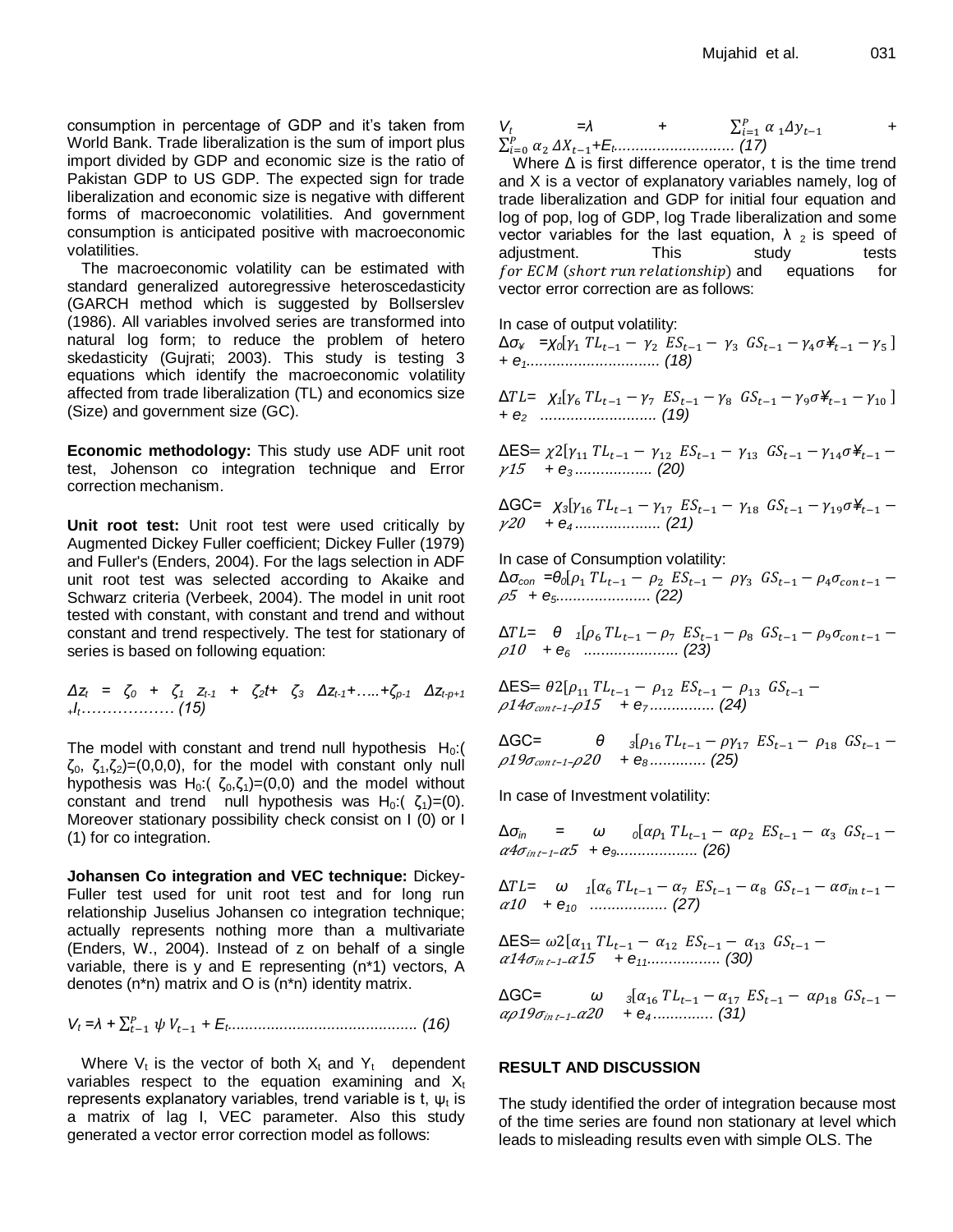consumption in percentage of GDP and it's taken from World Bank. Trade liberalization is the sum of import plus import divided by GDP and economic size is the ratio of Pakistan GDP to US GDP. The expected sign for trade liberalization and economic size is negative with different forms of macroeconomic volatilities. And government consumption is anticipated positive with macroeconomic volatilities.

The macroeconomic volatility can be estimated with standard generalized autoregressive heteroscedasticity (GARCH method which is suggested by Bollserslev (1986). All variables involved series are transformed into natural log form; to reduce the problem of hetero skedasticity (Gujrati; 2003). This study is testing 3 equations which identify the macroeconomic volatility affected from trade liberalization (TL) and economics size (Size) and government size (GC).

**Economic methodology:** This study use ADF unit root test, Johenson co integration technique and Error correction mechanism.

**Unit root test:** Unit root test were used critically by Augmented Dickey Fuller coefficient; Dickey Fuller (1979) and Fuller's (Enders, 2004). For the lags selection in ADF unit root test was selected according to Akaike and Schwarz criteria (Verbeek, 2004). The model in unit root tested with constant, with constant and trend and without constant and trend respectively. The test for stationary of series is based on following equation:

$$\Delta z_t = \zeta_0 + \zeta_1 z_{t-1} + \zeta_2 t + \zeta_3 \Delta z_{t-1} + \ldots + \zeta_{p-1} \Delta z_{t-p+1} + I_t \ldots\ldots\ldots\ldots\ldots\ldots (15)$$

The model with constant and trend null hypothesis $H_0$:( $\zeta_0$, $\zeta_1$,$\zeta_2$)=(0,0,0), for the model with constant only null hypothesis was $H_0$:( $\zeta_0$,$\zeta_1$)=(0,0) and the model without constant and trend null hypothesis was $H_0$:( $\zeta_1$)=(0). Moreover stationary possibility check consist on I (0) or I (1) for co integration.

**Johansen Co integration and VEC technique:** Dickey-Fuller test used for unit root test and for long run relationship Juselius Johansen co integration technique; actually represents nothing more than a multivariate (Enders, W., 2004). Instead of z on behalf of a single variable, there is y and E representing (n*1) vectors, A denotes (n*n) matrix and O is (n*n) identity matrix.

$$V_t = \lambda + \sum_{t-1}^{P} \psi\, V_{t-1} + E_t \ldots\ldots\ldots\ldots\ldots\ldots\ldots\ldots\ldots\ldots\ldots\ldots\ldots\ldots\ldots (16)$$

Where $V_t$ is the vector of both $X_t$ and $Y_t$ dependent variables respect to the equation examining and $X_t$ represents explanatory variables, trend variable is t, $\psi_t$ is a matrix of lag I, VEC parameter. Also this study generated a vector error correction model as follows:

$$V_t = \lambda + \sum_{i=1}^{P} \alpha_1 \Delta y_{t-1} + \sum_{i=0}^{P} \alpha_2 \Delta X_{t-1} + E_t \ldots\ldots\ldots\ldots\ldots\ldots\ldots\ldots\ldots\ldots (17)$$

Where Δ is first difference operator, t is the time trend and X is a vector of explanatory variables namely, log of trade liberalization and GDP for initial four equation and log of pop, log of GDP, log Trade liberalization and some vector variables for the last equation, $\lambda_2$ is speed of adjustment. This study tests $for\ ECM\ (short\ run\ relationship)$ and equations for vector error correction are as follows:

In case of output volatility:

$$\Delta\sigma_{¥} = \chi_0[\gamma_1\ TL_{t-1} - \gamma_2\ ES_{t-1} - \gamma_3\ GS_{t-1} - \gamma_4\sigma¥_{t-1} - \gamma_5\ ] + e_1 \ldots\ldots\ldots\ldots\ldots\ldots\ldots\ldots (18)$$

$$\Delta TL = \chi_1[\gamma_6\ TL_{t-1} - \gamma_7\ ES_{t-1} - \gamma_8\ GS_{t-1} - \gamma_9\sigma¥_{t-1} - \gamma_{10}\ ] + e_2 \ldots\ldots\ldots\ldots\ldots\ldots (19)$$

$$\Delta ES = \chi 2[\gamma_{11}\ TL_{t-1} - \gamma_{12}\ ES_{t-1} - \gamma_{13}\ GS_{t-1} - \gamma_{14}\sigma¥_{t-1} - \gamma 15 \quad + e_3 \ldots\ldots\ldots\ldots (20)$$

$$\Delta GC = \chi_3[\gamma_{16}\ TL_{t-1} - \gamma_{17}\ ES_{t-1} - \gamma_{18}\ GS_{t-1} - \gamma_{19}\sigma¥_{t-1} - \gamma 20 \quad + e_4 \ldots\ldots\ldots\ldots (21)$$

In case of Consumption volatility:

$$\Delta\sigma_{con} = \theta_0[\rho_1\ TL_{t-1} - \rho_2\ ES_{t-1} - \rho\gamma_3\ GS_{t-1} - \rho_4\sigma_{con\ t-1} - \rho 5 \ + e_5 \ldots\ldots\ldots\ldots\ldots (22)$$

$$\Delta TL = \theta_1[\rho_6\ TL_{t-1} - \rho_7\ ES_{t-1} - \rho_8\ GS_{t-1} - \rho_9\sigma_{con\ t-1} - \rho 10 \quad + e_6 \ldots\ldots\ldots\ldots\ldots (23)$$

$$\Delta ES = \theta 2[\rho_{11}\ TL_{t-1} - \rho_{12}\ ES_{t-1} - \rho_{13}\ GS_{t-1} - \rho 14\sigma_{con\ t-1} \text{–} \rho 15 \quad + e_7 \ldots\ldots\ldots\ldots (24)$$

$$\Delta GC = \theta_3[\rho_{16}\ TL_{t-1} - \rho\gamma_{17}\ ES_{t-1} - \rho_{18}\ GS_{t-1} - \rho 19\sigma_{con\ t-1} \text{–} \rho 20 \quad + e_8 \ldots\ldots\ldots\ldots (25)$$

In case of Investment volatility:

$$\Delta\sigma_{in} = \omega_0[\alpha\rho_1\ TL_{t-1} - \alpha\rho_2\ ES_{t-1} - \alpha_3\ GS_{t-1} - \alpha 4\sigma_{in\ t-1} \text{–} \alpha 5 \ + e_9 \ldots\ldots\ldots\ldots\ldots (26)$$

$$\Delta TL = \omega_1[\alpha_6\ TL_{t-1} - \alpha_7\ ES_{t-1} - \alpha_8\ GS_{t-1} - \alpha\sigma_{in\ t-1} - \alpha 10 \quad + e_{10} \ldots\ldots\ldots\ldots\ldots (27)$$

$$\Delta ES = \omega 2[\alpha_{11}\ TL_{t-1} - \alpha_{12}\ ES_{t-1} - \alpha_{13}\ GS_{t-1} - \alpha 14\sigma_{in\ t-1} \text{–} \alpha 15 \quad + e_{11} \ldots\ldots\ldots\ldots (30)$$

$$\Delta GC = \omega_3[\alpha_{16}\ TL_{t-1} - \alpha_{17}\ ES_{t-1} - \alpha\rho_{18}\ GS_{t-1} - \alpha\rho 19\sigma_{in\ t-1} \text{–} \alpha 20 \quad + e_4 \ldots\ldots\ldots\ldots (31)$$

## RESULT AND DISCUSSION

The study identified the order of integration because most of the time series are found non stationary at level which leads to misleading results even with simple OLS. The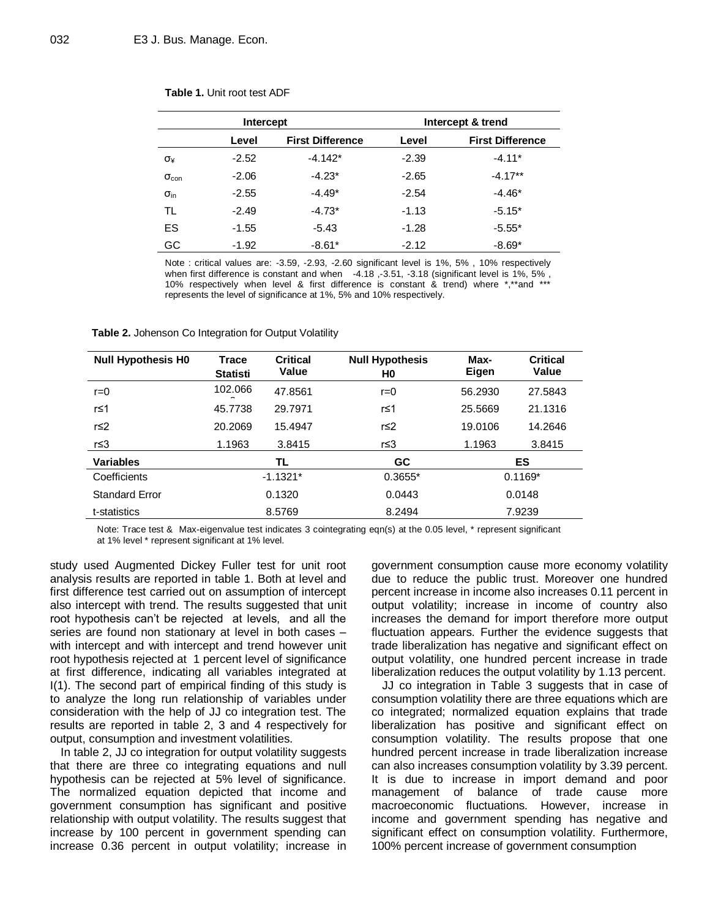**Table 1.** Unit root test ADF

| | Intercept | | Intercept & trend | |
|---|---|---|---|---|
| | Level | First Difference | Level | First Difference |
| $\sigma_¥$ | -2.52 | -4.142* | -2.39 | -4.11* |
| $\sigma_{con}$ | -2.06 | -4.23* | -2.65 | -4.17** |
| $\sigma_{in}$ | -2.55 | -4.49* | -2.54 | -4.46* |
| TL | -2.49 | -4.73* | -1.13 | -5.15* |
| ES | -1.55 | -5.43 | -1.28 | -5.55* |
| GC | -1.92 | -8.61* | -2.12 | -8.69* |

Note : critical values are: -3.59, -2.93, -2.60 significant level is 1%, 5% , 10% respectively when first difference is constant and when -4.18 ,-3.51, -3.18 (significant level is 1%, 5% , 10% respectively when level & first difference is constant & trend) where *,**and *** represents the level of significance at 1%, 5% and 10% respectively.

**Table 2.** Johenson Co Integration for Output Volatility

| Null Hypothesis H0 | Trace Statisti | Critical Value | Null Hypothesis H0 | Max-Eigen | Critical Value |
|---|---|---|---|---|---|
| r=0 | 102.066 | 47.8561 | r=0 | 56.2930 | 27.5843 |
| r≤1 | 45.7738 | 29.7971 | r≤1 | 25.5669 | 21.1316 |
| r≤2 | 20.2069 | 15.4947 | r≤2 | 19.0106 | 14.2646 |
| r≤3 | 1.1963 | 3.8415 | r≤3 | 1.1963 | 3.8415 |
| **Variables** | **TL** | | **GC** | **ES** | |
| Coefficients | -1.1321* | | 0.3655* | 0.1169* | |
| Standard Error | 0.1320 | | 0.0443 | 0.0148 | |
| t-statistics | 8.5769 | | 8.2494 | 7.9239 | |

Note: Trace test & Max-eigenvalue test indicates 3 cointegrating eqn(s) at the 0.05 level, * represent significant at 1% level * represent significant at 1% level.

study used Augmented Dickey Fuller test for unit root analysis results are reported in table 1. Both at level and first difference test carried out on assumption of intercept also intercept with trend. The results suggested that unit root hypothesis can't be rejected at levels, and all the series are found non stationary at level in both cases – with intercept and with intercept and trend however unit root hypothesis rejected at 1 percent level of significance at first difference, indicating all variables integrated at I(1). The second part of empirical finding of this study is to analyze the long run relationship of variables under consideration with the help of JJ co integration test. The results are reported in table 2, 3 and 4 respectively for output, consumption and investment volatilities.

In table 2, JJ co integration for output volatility suggests that there are three co integrating equations and null hypothesis can be rejected at 5% level of significance. The normalized equation depicted that income and government consumption has significant and positive relationship with output volatility. The results suggest that increase by 100 percent in government spending can increase 0.36 percent in output volatility; increase in government consumption cause more economy volatility due to reduce the public trust. Moreover one hundred percent increase in income also increases 0.11 percent in output volatility; increase in income of country also increases the demand for import therefore more output fluctuation appears. Further the evidence suggests that trade liberalization has negative and significant effect on output volatility, one hundred percent increase in trade liberalization reduces the output volatility by 1.13 percent.

JJ co integration in Table 3 suggests that in case of consumption volatility there are three equations which are co integrated; normalized equation explains that trade liberalization has positive and significant effect on consumption volatility. The results propose that one hundred percent increase in trade liberalization increase can also increases consumption volatility by 3.39 percent. It is due to increase in import demand and poor management of balance of trade cause more macroeconomic fluctuations. However, increase in income and government spending has negative and significant effect on consumption volatility. Furthermore, 100% percent increase of government consumption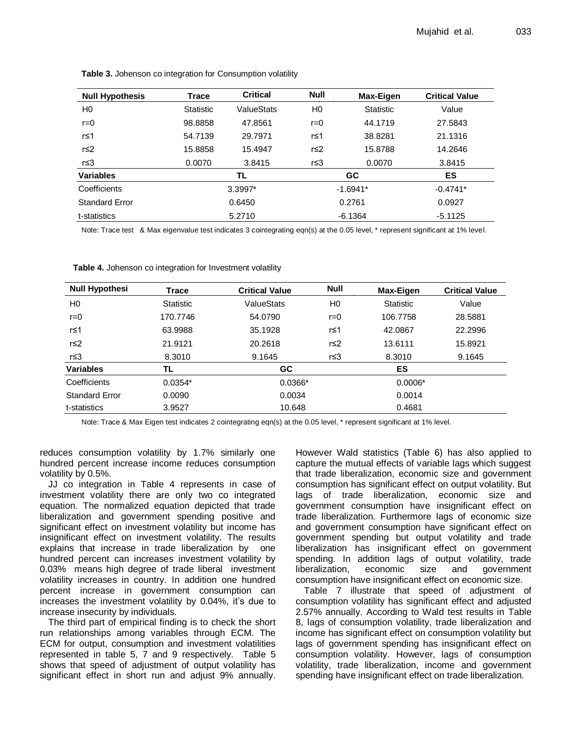**Table 3.** Johenson co integration for Consumption volatility

| Null Hypothesis | Trace | Critical | Null | Max-Eigen | Critical Value |
|---|---|---|---|---|---|
| H0 | Statistic | ValueStats | H0 | Statistic | Value |
| r=0 | 98.8858 | 47.8561 | r=0 | 44.1719 | 27.5843 |
| r≤1 | 54.7139 | 29.7971 | r≤1 | 38.8281 | 21.1316 |
| r≤2 | 15.8858 | 15.4947 | r≤2 | 15.8788 | 14.2646 |
| r≤3 | 0.0070 | 3.8415 | r≤3 | 0.0070 | 3.8415 |
| **Variables** | **TL** | | **GC** | | **ES** |
| Coefficients | 3.3997* | | -1.6941* | | -0.4741* |
| Standard Error | 0.6450 | | 0.2761 | | 0.0927 |
| t-statistics | 5.2710 | | -6.1364 | | -5.1125 |

Note: Trace test & Max eigenvalue test indicates 3 cointegrating eqn(s) at the 0.05 level, * represent significant at 1% level.

**Table 4.** Johenson co integration for Investment volatility

| Null Hypothesi | Trace | Critical Value | Null | Max-Eigen | Critical Value |
|---|---|---|---|---|---|
| H0 | Statistic | ValueStats | H0 | Statistic | Value |
| r=0 | 170.7746 | 54.0790 | r=0 | 106.7758 | 28.5881 |
| r≤1 | 63.9988 | 35.1928 | r≤1 | 42.0867 | 22.2996 |
| r≤2 | 21.9121 | 20.2618 | r≤2 | 13.6111 | 15.8921 |
| r≤3 | 8.3010 | 9.1645 | r≤3 | 8.3010 | 9.1645 |
| **Variables** | **TL** | **GC** | | **ES** | |
| Coefficients | 0.0354* | 0.0366* | | 0.0006* | |
| Standard Error | 0.0090 | 0.0034 | | 0.0014 | |
| t-statistics | 3.9527 | 10.648 | | 0.4681 | |

Note: Trace & Max Eigen test indicates 2 cointegrating eqn(s) at the 0.05 level, * represent significant at 1% level.

reduces consumption volatility by 1.7% similarly one hundred percent increase income reduces consumption volatility by 0.5%.

JJ co integration in Table 4 represents in case of investment volatility there are only two co integrated equation. The normalized equation depicted that trade liberalization and government spending positive and significant effect on investment volatility but income has insignificant effect on investment volatility. The results explains that increase in trade liberalization by one hundred percent can increases investment volatility by 0.03% means high degree of trade liberal investment volatility increases in country. In addition one hundred percent increase in government consumption can increases the investment volatility by 0.04%, it's due to increase insecurity by individuals.

The third part of empirical finding is to check the short run relationships among variables through ECM. The ECM for output, consumption and investment volatilities represented in table 5, 7 and 9 respectively. Table 5 shows that speed of adjustment of output volatility has significant effect in short run and adjust 9% annually. However Wald statistics (Table 6) has also applied to capture the mutual effects of variable lags which suggest that trade liberalization, economic size and government consumption has significant effect on output volatility. But lags of trade liberalization, economic size and government consumption have insignificant effect on trade liberalization. Furthermore lags of economic size and government consumption have significant effect on government spending but output volatility and trade liberalization has insignificant effect on government spending. In addition lags of output volatility, trade liberalization, economic size and government consumption have insignificant effect on economic size.

Table 7 illustrate that speed of adjustment of consumption volatility has significant effect and adjusted 2.57% annually. According to Wald test results in Table 8, lags of consumption volatility, trade liberalization and income has significant effect on consumption volatility but lags of government spending has insignificant effect on consumption volatility. However, lags of consumption volatility, trade liberalization, income and government spending have insignificant effect on trade liberalization.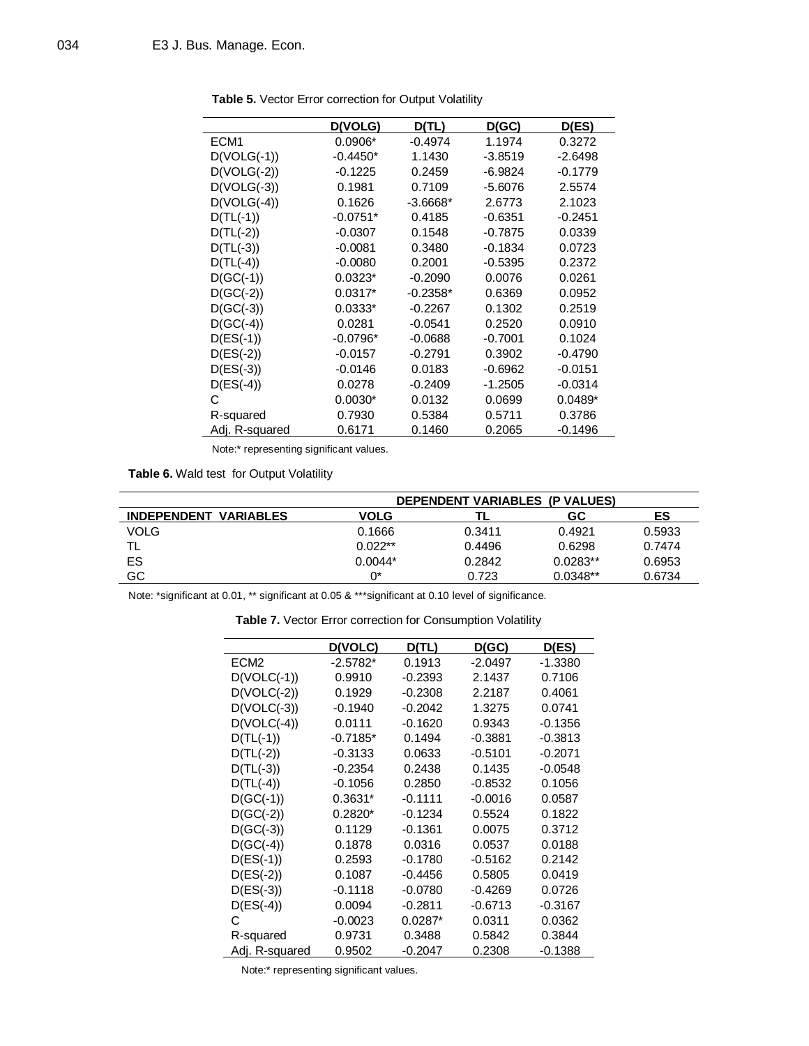**Table 5.** Vector Error correction for Output Volatility

| | D(VOLG) | D(TL) | D(GC) | D(ES) |
|---|---|---|---|---|
| ECM1 | 0.0906* | -0.4974 | 1.1974 | 0.3272 |
| D(VOLG(-1)) | -0.4450* | 1.1430 | -3.8519 | -2.6498 |
| D(VOLG(-2)) | -0.1225 | 0.2459 | -6.9824 | -0.1779 |
| D(VOLG(-3)) | 0.1981 | 0.7109 | -5.6076 | 2.5574 |
| D(VOLG(-4)) | 0.1626 | -3.6668* | 2.6773 | 2.1023 |
| D(TL(-1)) | -0.0751* | 0.4185 | -0.6351 | -0.2451 |
| D(TL(-2)) | -0.0307 | 0.1548 | -0.7875 | 0.0339 |
| D(TL(-3)) | -0.0081 | 0.3480 | -0.1834 | 0.0723 |
| D(TL(-4)) | -0.0080 | 0.2001 | -0.5395 | 0.2372 |
| D(GC(-1)) | 0.0323* | -0.2090 | 0.0076 | 0.0261 |
| D(GC(-2)) | 0.0317* | -0.2358* | 0.6369 | 0.0952 |
| D(GC(-3)) | 0.0333* | -0.2267 | 0.1302 | 0.2519 |
| D(GC(-4)) | 0.0281 | -0.0541 | 0.2520 | 0.0910 |
| D(ES(-1)) | -0.0796* | -0.0688 | -0.7001 | 0.1024 |
| D(ES(-2)) | -0.0157 | -0.2791 | 0.3902 | -0.4790 |
| D(ES(-3)) | -0.0146 | 0.0183 | -0.6962 | -0.0151 |
| D(ES(-4)) | 0.0278 | -0.2409 | -1.2505 | -0.0314 |
| C | 0.0030* | 0.0132 | 0.0699 | 0.0489* |
| R-squared | 0.7930 | 0.5384 | 0.5711 | 0.3786 |
| Adj. R-squared | 0.6171 | 0.1460 | 0.2065 | -0.1496 |

Note:* representing significant values.

**Table 6.** Wald test for Output Volatility

| | DEPENDENT VARIABLES (P VALUES) | | | |
|---|---|---|---|---|
| **INDEPENDENT VARIABLES** | **VOLG** | **TL** | **GC** | **ES** |
| VOLG | 0.1666 | 0.3411 | 0.4921 | 0.5933 |
| TL | 0.022** | 0.4496 | 0.6298 | 0.7474 |
| ES | 0.0044* | 0.2842 | 0.0283** | 0.6953 |
| GC | 0* | 0.723 | 0.0348** | 0.6734 |

Note: *significant at 0.01, ** significant at 0.05 & ***significant at 0.10 level of significance.

**Table 7.** Vector Error correction for Consumption Volatility

| | D(VOLC) | D(TL) | D(GC) | D(ES) |
|---|---|---|---|---|
| ECM2 | -2.5782* | 0.1913 | -2.0497 | -1.3380 |
| D(VOLC(-1)) | 0.9910 | -0.2393 | 2.1437 | 0.7106 |
| D(VOLC(-2)) | 0.1929 | -0.2308 | 2.2187 | 0.4061 |
| D(VOLC(-3)) | -0.1940 | -0.2042 | 1.3275 | 0.0741 |
| D(VOLC(-4)) | 0.0111 | -0.1620 | 0.9343 | -0.1356 |
| D(TL(-1)) | -0.7185* | 0.1494 | -0.3881 | -0.3813 |
| D(TL(-2)) | -0.3133 | 0.0633 | -0.5101 | -0.2071 |
| D(TL(-3)) | -0.2354 | 0.2438 | 0.1435 | -0.0548 |
| D(TL(-4)) | -0.1056 | 0.2850 | -0.8532 | 0.1056 |
| D(GC(-1)) | 0.3631* | -0.1111 | -0.0016 | 0.0587 |
| D(GC(-2)) | 0.2820* | -0.1234 | 0.5524 | 0.1822 |
| D(GC(-3)) | 0.1129 | -0.1361 | 0.0075 | 0.3712 |
| D(GC(-4)) | 0.1878 | 0.0316 | 0.0537 | 0.0188 |
| D(ES(-1)) | 0.2593 | -0.1780 | -0.5162 | 0.2142 |
| D(ES(-2)) | 0.1087 | -0.4456 | 0.5805 | 0.0419 |
| D(ES(-3)) | -0.1118 | -0.0780 | -0.4269 | 0.0726 |
| D(ES(-4)) | 0.0094 | -0.2811 | -0.6713 | -0.3167 |
| C | -0.0023 | 0.0287* | 0.0311 | 0.0362 |
| R-squared | 0.9731 | 0.3488 | 0.5842 | 0.3844 |
| Adj. R-squared | 0.9502 | -0.2047 | 0.2308 | -0.1388 |

Note:* representing significant values.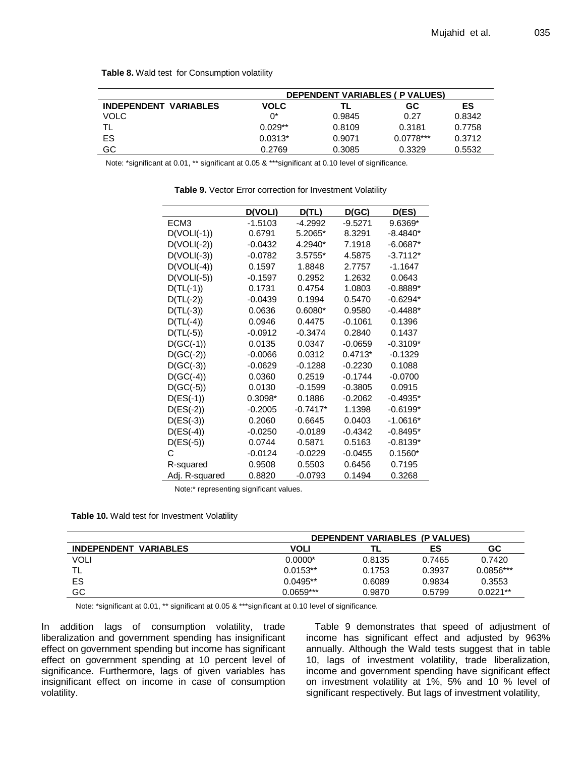**Table 8.** Wald test for Consumption volatility

| INDEPENDENT VARIABLES | DEPENDENT VARIABLES ( P VALUES) | | | |
|---|---|---|---|---|
| | VOLC | TL | GC | ES |
| VOLC | 0* | 0.9845 | 0.27 | 0.8342 |
| TL | 0.029** | 0.8109 | 0.3181 | 0.7758 |
| ES | 0.0313* | 0.9071 | 0.0778*** | 0.3712 |
| GC | 0.2769 | 0.3085 | 0.3329 | 0.5532 |

Note: *significant at 0.01, ** significant at 0.05 & ***significant at 0.10 level of significance.

**Table 9.** Vector Error correction for Investment Volatility

| | D(VOLI) | D(TL) | D(GC) | D(ES) |
|---|---|---|---|---|
| ECM3 | -1.5103 | -4.2992 | -9.5271 | 9.6369* |
| D(VOLI(-1)) | 0.6791 | 5.2065* | 8.3291 | -8.4840* |
| D(VOLI(-2)) | -0.0432 | 4.2940* | 7.1918 | -6.0687* |
| D(VOLI(-3)) | -0.0782 | 3.5755* | 4.5875 | -3.7112* |
| D(VOLI(-4)) | 0.1597 | 1.8848 | 2.7757 | -1.1647 |
| D(VOLI(-5)) | -0.1597 | 0.2952 | 1.2632 | 0.0643 |
| D(TL(-1)) | 0.1731 | 0.4754 | 1.0803 | -0.8889* |
| D(TL(-2)) | -0.0439 | 0.1994 | 0.5470 | -0.6294* |
| D(TL(-3)) | 0.0636 | 0.6080* | 0.9580 | -0.4488* |
| D(TL(-4)) | 0.0946 | 0.4475 | -0.1061 | 0.1396 |
| D(TL(-5)) | -0.0912 | -0.3474 | 0.2840 | 0.1437 |
| D(GC(-1)) | 0.0135 | 0.0347 | -0.0659 | -0.3109* |
| D(GC(-2)) | -0.0066 | 0.0312 | 0.4713* | -0.1329 |
| D(GC(-3)) | -0.0629 | -0.1288 | -0.2230 | 0.1088 |
| D(GC(-4)) | 0.0360 | 0.2519 | -0.1744 | -0.0700 |
| D(GC(-5)) | 0.0130 | -0.1599 | -0.3805 | 0.0915 |
| D(ES(-1)) | 0.3098* | 0.1886 | -0.2062 | -0.4935* |
| D(ES(-2)) | -0.2005 | -0.7417* | 1.1398 | -0.6199* |
| D(ES(-3)) | 0.2060 | 0.6645 | 0.0403 | -1.0616* |
| D(ES(-4)) | -0.0250 | -0.0189 | -0.4342 | -0.8495* |
| D(ES(-5)) | 0.0744 | 0.5871 | 0.5163 | -0.8139* |
| C | -0.0124 | -0.0229 | -0.0455 | 0.1560* |
| R-squared | 0.9508 | 0.5503 | 0.6456 | 0.7195 |
| Adj. R-squared | 0.8820 | -0.0793 | 0.1494 | 0.3268 |

Note:* representing significant values.

**Table 10.** Wald test for Investment Volatility

| INDEPENDENT VARIABLES | DEPENDENT VARIABLES (P VALUES) | | | |
|---|---|---|---|---|
| | VOLI | TL | ES | GC |
| VOLI | 0.0000* | 0.8135 | 0.7465 | 0.7420 |
| TL | 0.0153** | 0.1753 | 0.3937 | 0.0856*** |
| ES | 0.0495** | 0.6089 | 0.9834 | 0.3553 |
| GC | 0.0659*** | 0.9870 | 0.5799 | 0.0221** |

Note: *significant at 0.01, ** significant at 0.05 & ***significant at 0.10 level of significance.

In addition lags of consumption volatility, trade liberalization and government spending has insignificant effect on government spending but income has significant effect on government spending at 10 percent level of significance. Furthermore, lags of given variables has insignificant effect on income in case of consumption volatility.

Table 9 demonstrates that speed of adjustment of income has significant effect and adjusted by 963% annually. Although the Wald tests suggest that in table 10, lags of investment volatility, trade liberalization, income and government spending have significant effect on investment volatility at 1%, 5% and 10 % level of significant respectively. But lags of investment volatility,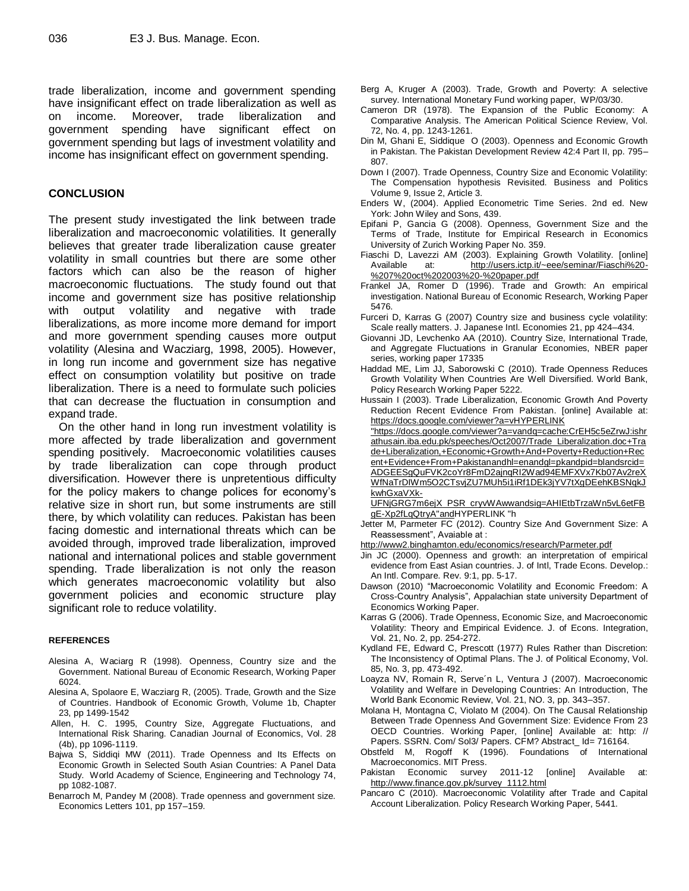trade liberalization, income and government spending have insignificant effect on trade liberalization as well as on income. Moreover, trade liberalization and government spending have significant effect on government spending but lags of investment volatility and income has insignificant effect on government spending.

## CONCLUSION

The present study investigated the link between trade liberalization and macroeconomic volatilities. It generally believes that greater trade liberalization cause greater volatility in small countries but there are some other factors which can also be the reason of higher macroeconomic fluctuations. The study found out that income and government size has positive relationship with output volatility and negative with trade liberalizations, as more income more demand for import and more government spending causes more output volatility (Alesina and Wacziarg, 1998, 2005). However, in long run income and government size has negative effect on consumption volatility but positive on trade liberalization. There is a need to formulate such policies that can decrease the fluctuation in consumption and expand trade.

On the other hand in long run investment volatility is more affected by trade liberalization and government spending positively. Macroeconomic volatilities causes by trade liberalization can cope through product diversification. However there is unpretentious difficulty for the policy makers to change polices for economy's relative size in short run, but some instruments are still there, by which volatility can reduces. Pakistan has been facing domestic and international threats which can be avoided through, improved trade liberalization, improved national and international polices and stable government spending. Trade liberalization is not only the reason which generates macroeconomic volatility but also government policies and economic structure play significant role to reduce volatility.

### REFERENCES

Alesina A, Waciarg R (1998). Openness, Country size and the Government. National Bureau of Economic Research, Working Paper 6024.

Alesina A, Spolaore E, Wacziarg R, (2005). Trade, Growth and the Size of Countries. Handbook of Economic Growth, Volume 1b, Chapter 23, pp 1499-1542

Allen, H. C. 1995, Country Size, Aggregate Fluctuations, and International Risk Sharing. Canadian Journal of Economics, Vol. 28 (4b), pp 1096-1119.

Bajwa S, Siddiqi MW (2011). Trade Openness and Its Effects on Economic Growth in Selected South Asian Countries: A Panel Data Study. World Academy of Science, Engineering and Technology 74, pp 1082-1087.

Benarroch M, Pandey M (2008). Trade openness and government size. Economics Letters 101, pp 157–159.

Berg A, Kruger A (2003). Trade, Growth and Poverty: A selective survey. International Monetary Fund working paper, WP/03/30.

Cameron DR (1978). The Expansion of the Public Economy: A Comparative Analysis. The American Political Science Review, Vol. 72, No. 4, pp. 1243-1261.

Din M, Ghani E, Siddique O (2003). Openness and Economic Growth in Pakistan. The Pakistan Development Review 42:4 Part II, pp. 795–807.

Down I (2007). Trade Openness, Country Size and Economic Volatility: The Compensation hypothesis Revisited. Business and Politics Volume 9, Issue 2, Article 3.

Enders W, (2004). Applied Econometric Time Series. 2nd ed. New York: John Wiley and Sons, 439.

Epifani P, Gancia G (2008). Openness, Government Size and the Terms of Trade, Institute for Empirical Research in Economics University of Zurich Working Paper No. 359.

Fiaschi D, Lavezzi AM (2003). Explaining Growth Volatility. [online] Available at: http://users.ictp.it/~eee/seminar/Fiaschi%20-%207%20oct%202003%20-%20paper.pdf

Frankel JA, Romer D (1996). Trade and Growth: An empirical investigation. National Bureau of Economic Research, Working Paper 5476.

Furceri D, Karras G (2007) Country size and business cycle volatility: Scale really matters. J. Japanese Intl. Economies 21, pp 424–434.

Giovanni JD, Levchenko AA (2010). Country Size, International Trade, and Aggregate Fluctuations in Granular Economies, NBER paper series, working paper 17335

Haddad ME, Lim JJ, Saborowski C (2010). Trade Openness Reduces Growth Volatility When Countries Are Well Diversified. World Bank, Policy Research Working Paper 5222.

Hussain I (2003). Trade Liberalization, Economic Growth And Poverty Reduction Recent Evidence From Pakistan. [online] Available at: https://docs.google.com/viewer?a=vHYPERLINK "https://docs.google.com/viewer?a=vandq=cache:CrEH5c5eZrwJ:ishrathusain.iba.edu.pk/speeches/Oct2007/Trade_Liberalization.doc+Trade+Liberalization,+Economic+Growth+And+Poverty+Reduction+Recent+Evidence+From+Pakistanandhl=enandgl=pkandpid=blandsrcid=ADGEESgQuFVK2coYr8FmD2ajnqRI2Wad94EMFXVx7Kb07Av2reXWfNaTrDIWm5O2CTsvjZU7MUh5i1iRf1DEk3jYV7tXgDEehKBSNqkJkwhGxaVXk-UFNjGRG7m6ejX_PSR_cryvWAwwandsig=AHIEtbTrzaWn5vL6etFBgE-Xp2fLqQtryA"andHYPERLINK "h

Jetter M, Parmeter FC (2012). Country Size And Government Size: A Reassessment", Avaiable at :

http://www2.binghamton.edu/economics/research/Parmeter.pdf

Jin JC (2000). Openness and growth: an interpretation of empirical evidence from East Asian countries. J. of Intl, Trade Econs. Develop.: An Intl. Compare. Rev. 9:1, pp. 5-17.

Dawson (2010) "Macroeconomic Volatility and Economic Freedom: A Cross-Country Analysis", Appalachian state university Department of Economics Working Paper.

Karras G (2006). Trade Openness, Economic Size, and Macroeconomic Volatility: Theory and Empirical Evidence. J. of Econs. Integration, Vol. 21, No. 2, pp. 254-272.

Kydland FE, Edward C, Prescott (1977) Rules Rather than Discretion: The Inconsistency of Optimal Plans. The J. of Political Economy, Vol. 85, No. 3, pp. 473-492.

Loayza NV, Romain R, Serve´n L, Ventura J (2007). Macroeconomic Volatility and Welfare in Developing Countries: An Introduction, The World Bank Economic Review, Vol. 21, NO. 3, pp. 343–357.

Molana H, Montagna C, Violato M (2004). On The Causal Relationship Between Trade Openness And Government Size: Evidence From 23 OECD Countries. Working Paper, [online] Available at: http: // Papers. SSRN. Com/ Sol3/ Papers. CFM? Abstract_ Id= 716164.

Obstfeld M, Rogoff K (1996). Foundations of International Macroeconomics. MIT Press.

Pakistan Economic survey 2011-12 [online] Available at: http://www.finance.gov.pk/survey_1112.html

Pancaro C (2010). Macroeconomic Volatility after Trade and Capital Account Liberalization. Policy Research Working Paper, 5441.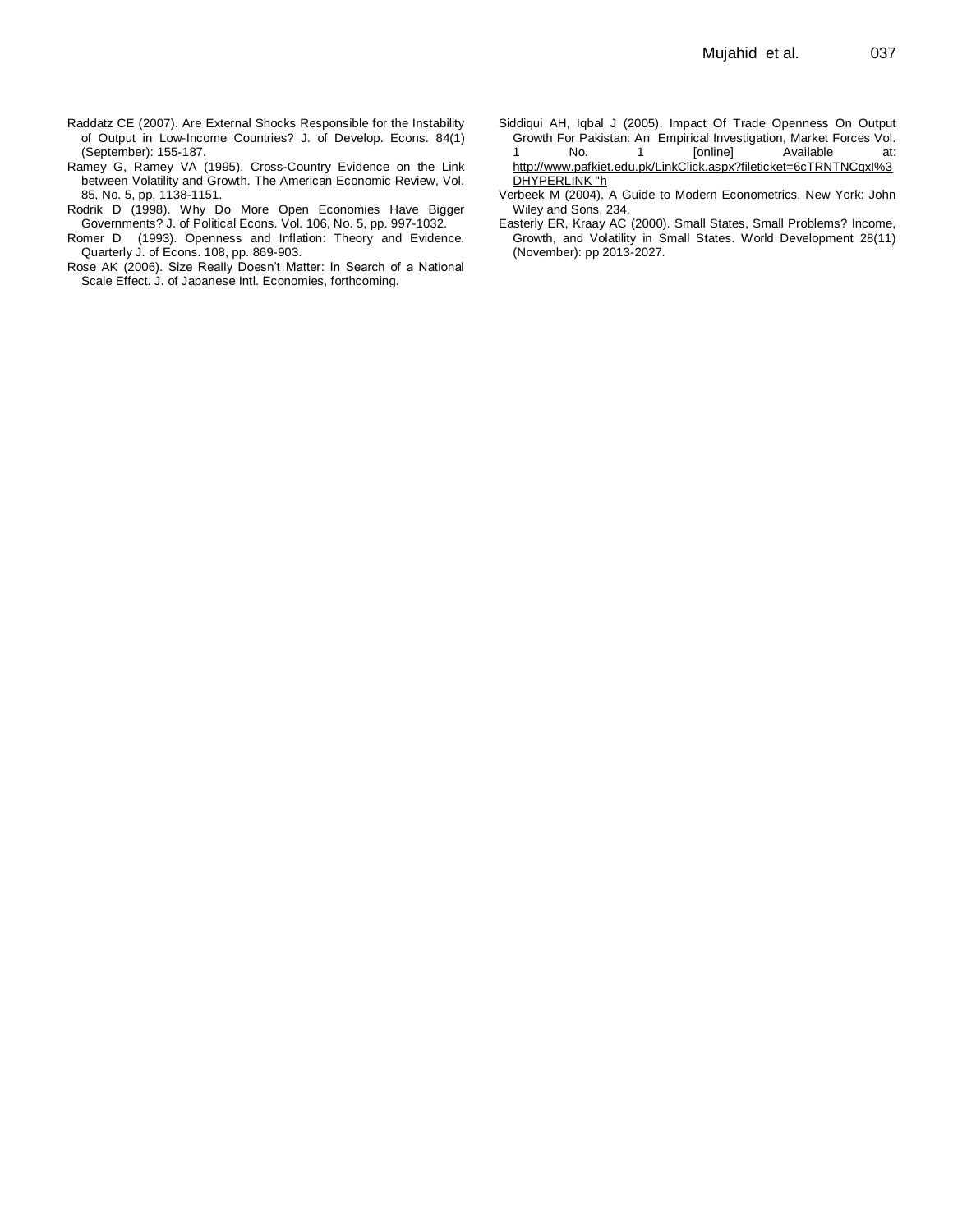Raddatz CE (2007). Are External Shocks Responsible for the Instability of Output in Low-Income Countries? J. of Develop. Econs. 84(1) (September): 155-187.

Ramey G, Ramey VA (1995). Cross-Country Evidence on the Link between Volatility and Growth. The American Economic Review, Vol. 85, No. 5, pp. 1138-1151.

Rodrik D (1998). Why Do More Open Economies Have Bigger Governments? J. of Political Econs. Vol. 106, No. 5, pp. 997-1032.

Romer D (1993). Openness and Inflation: Theory and Evidence. Quarterly J. of Econs. 108, pp. 869-903.

Rose AK (2006). Size Really Doesn't Matter: In Search of a National Scale Effect. J. of Japanese Intl. Economies, forthcoming.

Siddiqui AH, Iqbal J (2005). Impact Of Trade Openness On Output Growth For Pakistan: An Empirical Investigation, Market Forces Vol. 1 No. 1 [online] Available at: http://www.pafkiet.edu.pk/LinkClick.aspx?fileticket=6cTRNTNCqxI%3DHYPERLINK "h

Verbeek M (2004). A Guide to Modern Econometrics. New York: John Wiley and Sons, 234.

Easterly ER, Kraay AC (2000). Small States, Small Problems? Income, Growth, and Volatility in Small States. World Development 28(11) (November): pp 2013-2027.